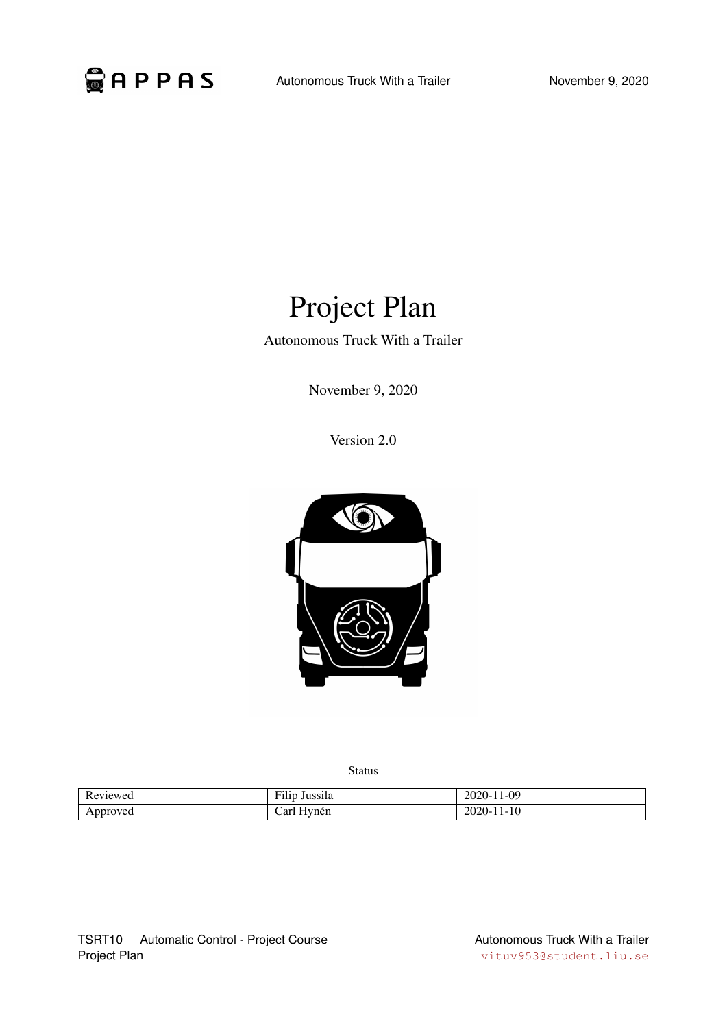# Project Plan

Autonomous Truck With a Trailer

November 9, 2020

Version 2.0

Status

| Reviewed | Filip Jussila | 2020-11-09 |
|---|---|---|
| Approved | Carl Hynén | 2020-11-10 |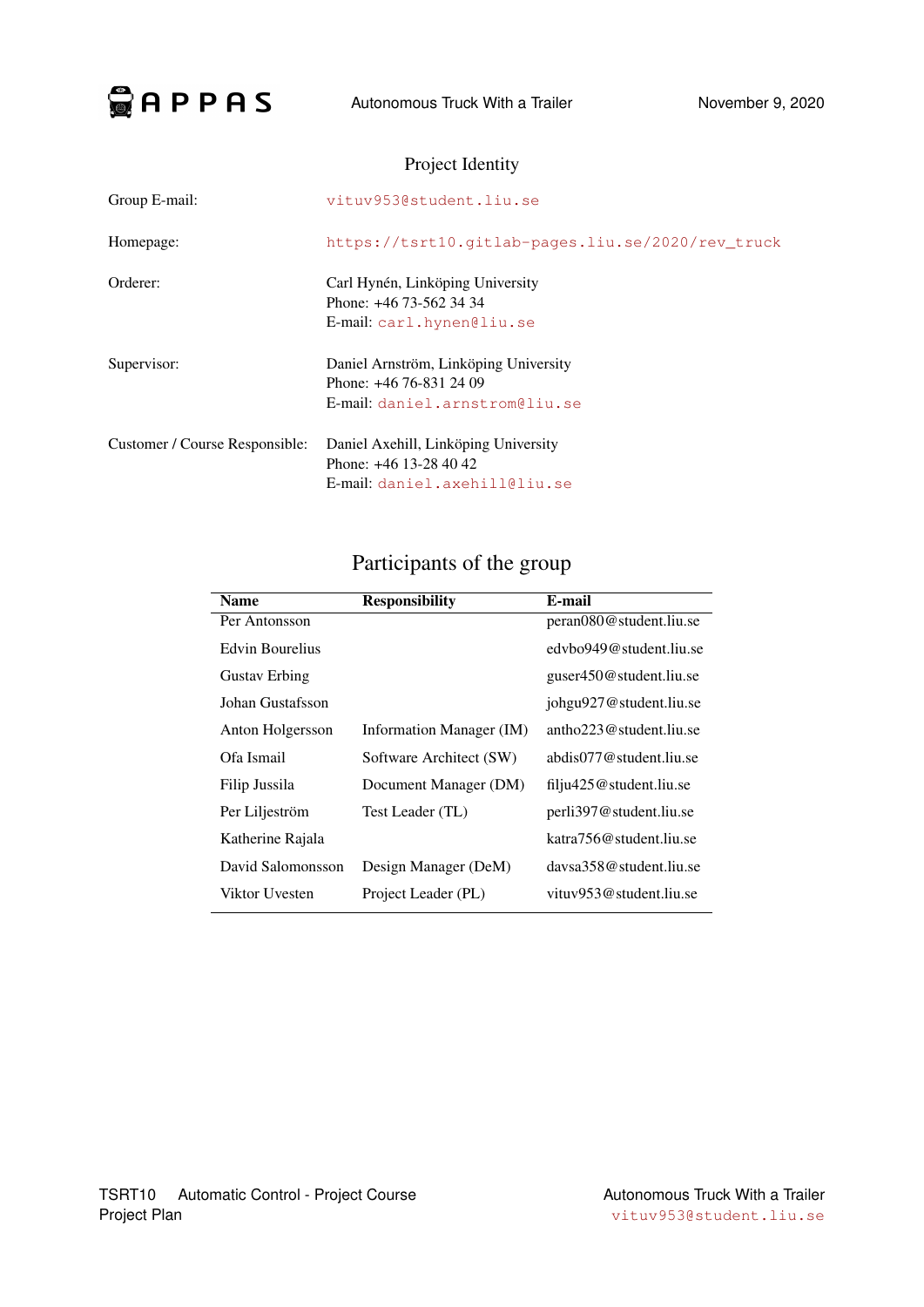## Project Identity

| | |
|---|---|
| Group E-mail: | vituv953@student.liu.se |
| Homepage: | https://tsrt10.gitlab-pages.liu.se/2020/rev_truck |
| Orderer: | Carl Hynén, Linköping University<br>Phone: +46 73-562 34 34<br>E-mail: carl.hynen@liu.se |
| Supervisor: | Daniel Arnström, Linköping University<br>Phone: +46 76-831 24 09<br>E-mail: daniel.arnstrom@liu.se |
| Customer / Course Responsible: | Daniel Axehill, Linköping University<br>Phone: +46 13-28 40 42<br>E-mail: daniel.axehill@liu.se |

## Participants of the group

| Name | Responsibility | E-mail |
|---|---|---|
| Per Antonsson | | peran080@student.liu.se |
| Edvin Bourelius | | edvbo949@student.liu.se |
| Gustav Erbing | | guser450@student.liu.se |
| Johan Gustafsson | | johgu927@student.liu.se |
| Anton Holgersson | Information Manager (IM) | antho223@student.liu.se |
| Ofa Ismail | Software Architect (SW) | abdis077@student.liu.se |
| Filip Jussila | Document Manager (DM) | filju425@student.liu.se |
| Per Liljeström | Test Leader (TL) | perli397@student.liu.se |
| Katherine Rajala | | katra756@student.liu.se |
| David Salomonsson | Design Manager (DeM) | davsa358@student.liu.se |
| Viktor Uvesten | Project Leader (PL) | vituv953@student.liu.se |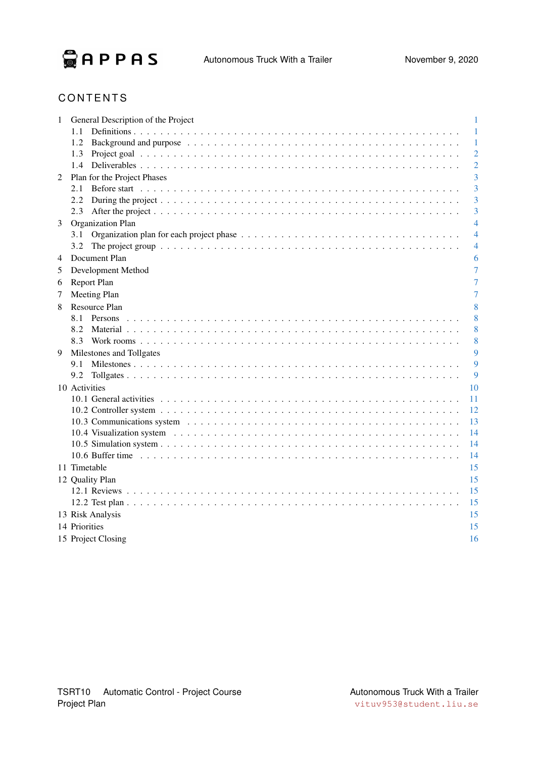# CONTENTS

1 General Description of the Project ... 1
   1.1 Definitions ... 1
   1.2 Background and purpose ... 1
   1.3 Project goal ... 2
   1.4 Deliverables ... 2

2 Plan for the Project Phases ... 3
   2.1 Before start ... 3
   2.2 During the project ... 3
   2.3 After the project ... 3

3 Organization Plan ... 4
   3.1 Organization plan for each project phase ... 4
   3.2 The project group ... 4

4 Document Plan ... 6

5 Development Method ... 7

6 Report Plan ... 7

7 Meeting Plan ... 7

8 Resource Plan ... 8
   8.1 Persons ... 8
   8.2 Material ... 8
   8.3 Work rooms ... 8

9 Milestones and Tollgates ... 9
   9.1 Milestones ... 9
   9.2 Tollgates ... 9

10 Activities ... 10
   10.1 General activities ... 11
   10.2 Controller system ... 12
   10.3 Communications system ... 13
   10.4 Visualization system ... 14
   10.5 Simulation system ... 14
   10.6 Buffer time ... 14

11 Timetable ... 15

12 Quality Plan ... 15
   12.1 Reviews ... 15
   12.2 Test plan ... 15

13 Risk Analysis ... 15

14 Priorities ... 15

15 Project Closing ... 16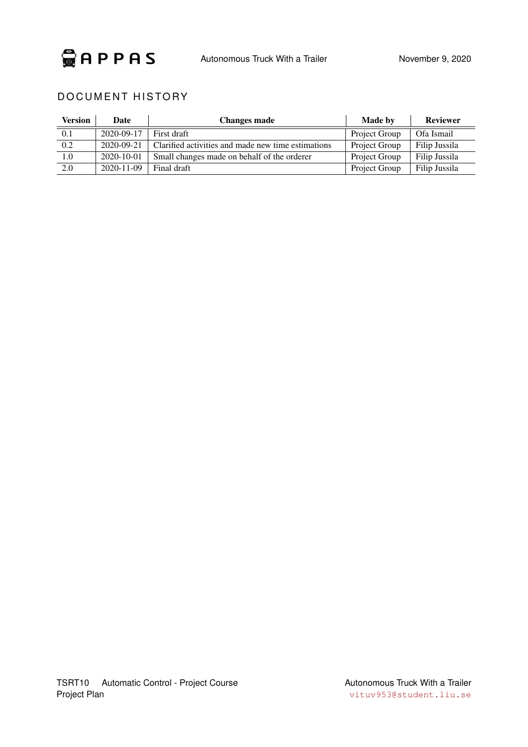## DOCUMENT HISTORY

| Version | Date | Changes made | Made by | Reviewer |
|---|---|---|---|---|
| 0.1 | 2020-09-17 | First draft | Project Group | Ofa Ismail |
| 0.2 | 2020-09-21 | Clarified activities and made new time estimations | Project Group | Filip Jussila |
| 1.0 | 2020-10-01 | Small changes made on behalf of the orderer | Project Group | Filip Jussila |
| 2.0 | 2020-11-09 | Final draft | Project Group | Filip Jussila |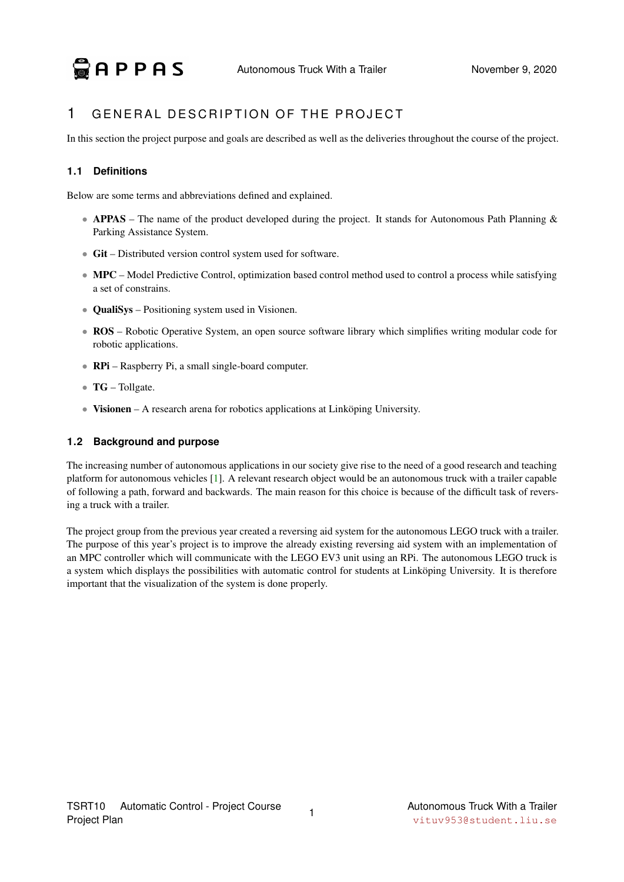# 1 GENERAL DESCRIPTION OF THE PROJECT

In this section the project purpose and goals are described as well as the deliveries throughout the course of the project.

## 1.1 Definitions

Below are some terms and abbreviations defined and explained.

- **APPAS** – The name of the product developed during the project. It stands for Autonomous Path Planning & Parking Assistance System.
- **Git** – Distributed version control system used for software.
- **MPC** – Model Predictive Control, optimization based control method used to control a process while satisfying a set of constrains.
- **QualiSys** – Positioning system used in Visionen.
- **ROS** – Robotic Operative System, an open source software library which simplifies writing modular code for robotic applications.
- **RPi** – Raspberry Pi, a small single-board computer.
- **TG** – Tollgate.
- **Visionen** – A research arena for robotics applications at Linköping University.

## 1.2 Background and purpose

The increasing number of autonomous applications in our society give rise to the need of a good research and teaching platform for autonomous vehicles [1]. A relevant research object would be an autonomous truck with a trailer capable of following a path, forward and backwards. The main reason for this choice is because of the difficult task of reversing a truck with a trailer.

The project group from the previous year created a reversing aid system for the autonomous LEGO truck with a trailer. The purpose of this year's project is to improve the already existing reversing aid system with an implementation of an MPC controller which will communicate with the LEGO EV3 unit using an RPi. The autonomous LEGO truck is a system which displays the possibilities with automatic control for students at Linköping University. It is therefore important that the visualization of the system is done properly.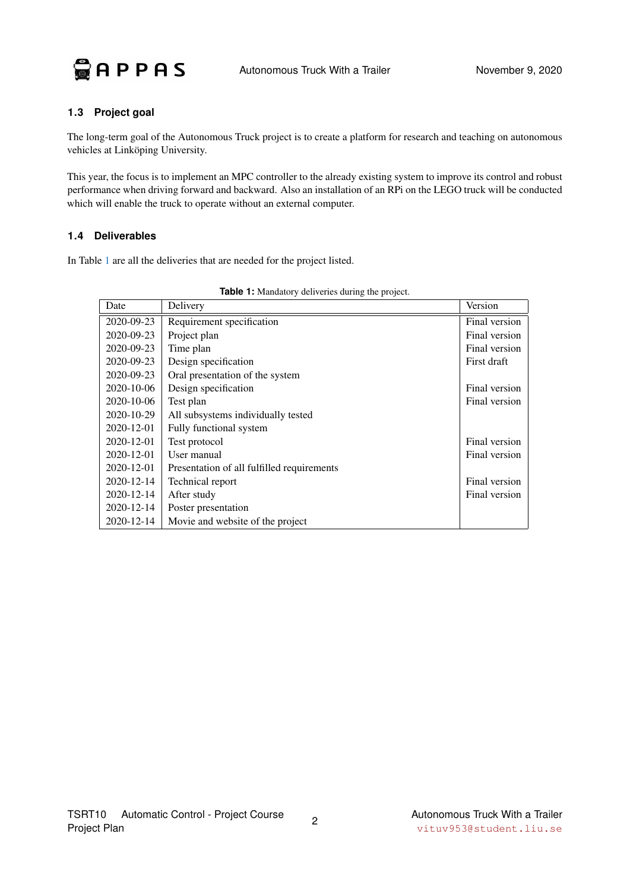### 1.3 Project goal

The long-term goal of the Autonomous Truck project is to create a platform for research and teaching on autonomous vehicles at Linköping University.

This year, the focus is to implement an MPC controller to the already existing system to improve its control and robust performance when driving forward and backward. Also an installation of an RPi on the LEGO truck will be conducted which will enable the truck to operate without an external computer.

### 1.4 Deliverables

In Table 1 are all the deliveries that are needed for the project listed.

**Table 1:** Mandatory deliveries during the project.

| Date | Delivery | Version |
|---|---|---|
| 2020-09-23 | Requirement specification | Final version |
| 2020-09-23 | Project plan | Final version |
| 2020-09-23 | Time plan | Final version |
| 2020-09-23 | Design specification | First draft |
| 2020-09-23 | Oral presentation of the system | |
| 2020-10-06 | Design specification | Final version |
| 2020-10-06 | Test plan | Final version |
| 2020-10-29 | All subsystems individually tested | |
| 2020-12-01 | Fully functional system | |
| 2020-12-01 | Test protocol | Final version |
| 2020-12-01 | User manual | Final version |
| 2020-12-01 | Presentation of all fulfilled requirements | |
| 2020-12-14 | Technical report | Final version |
| 2020-12-14 | After study | Final version |
| 2020-12-14 | Poster presentation | |
| 2020-12-14 | Movie and website of the project | |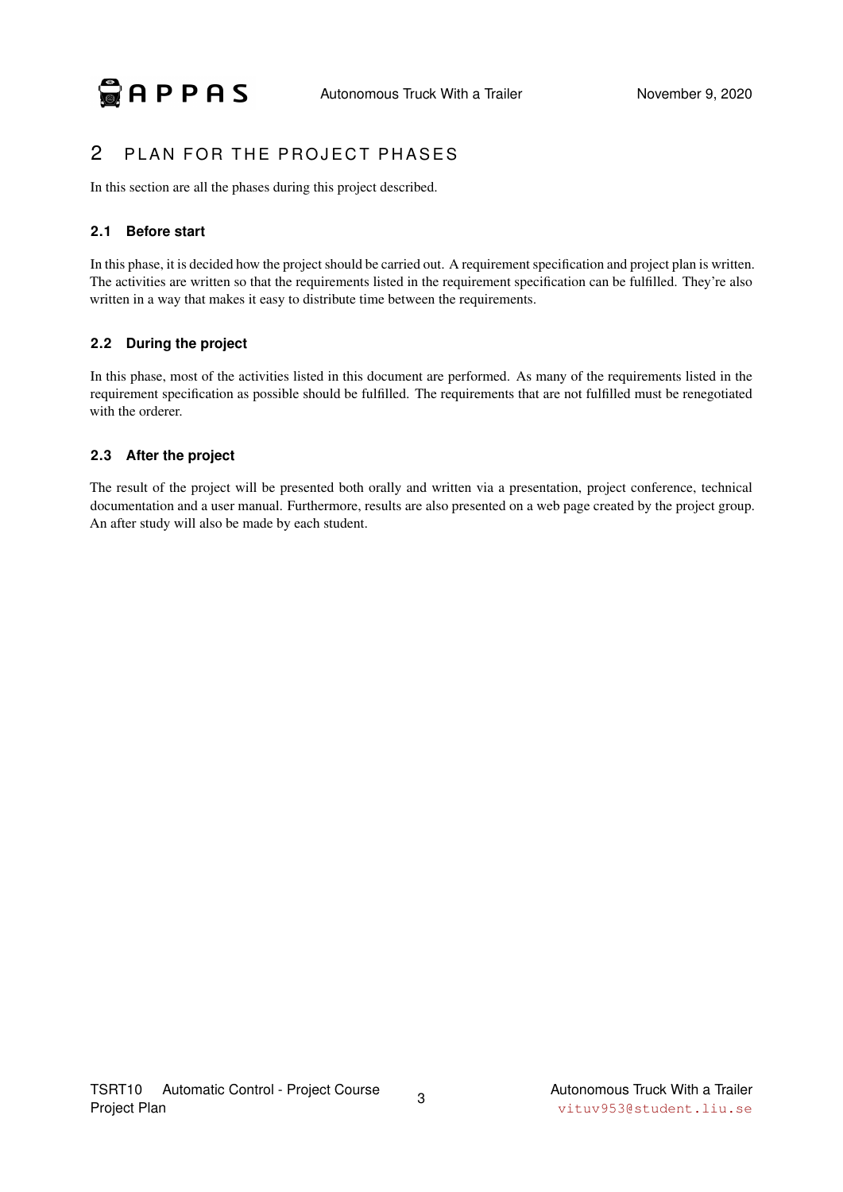# 2 PLAN FOR THE PROJECT PHASES

In this section are all the phases during this project described.

## 2.1 Before start

In this phase, it is decided how the project should be carried out. A requirement specification and project plan is written. The activities are written so that the requirements listed in the requirement specification can be fulfilled. They're also written in a way that makes it easy to distribute time between the requirements.

## 2.2 During the project

In this phase, most of the activities listed in this document are performed. As many of the requirements listed in the requirement specification as possible should be fulfilled. The requirements that are not fulfilled must be renegotiated with the orderer.

## 2.3 After the project

The result of the project will be presented both orally and written via a presentation, project conference, technical documentation and a user manual. Furthermore, results are also presented on a web page created by the project group. An after study will also be made by each student.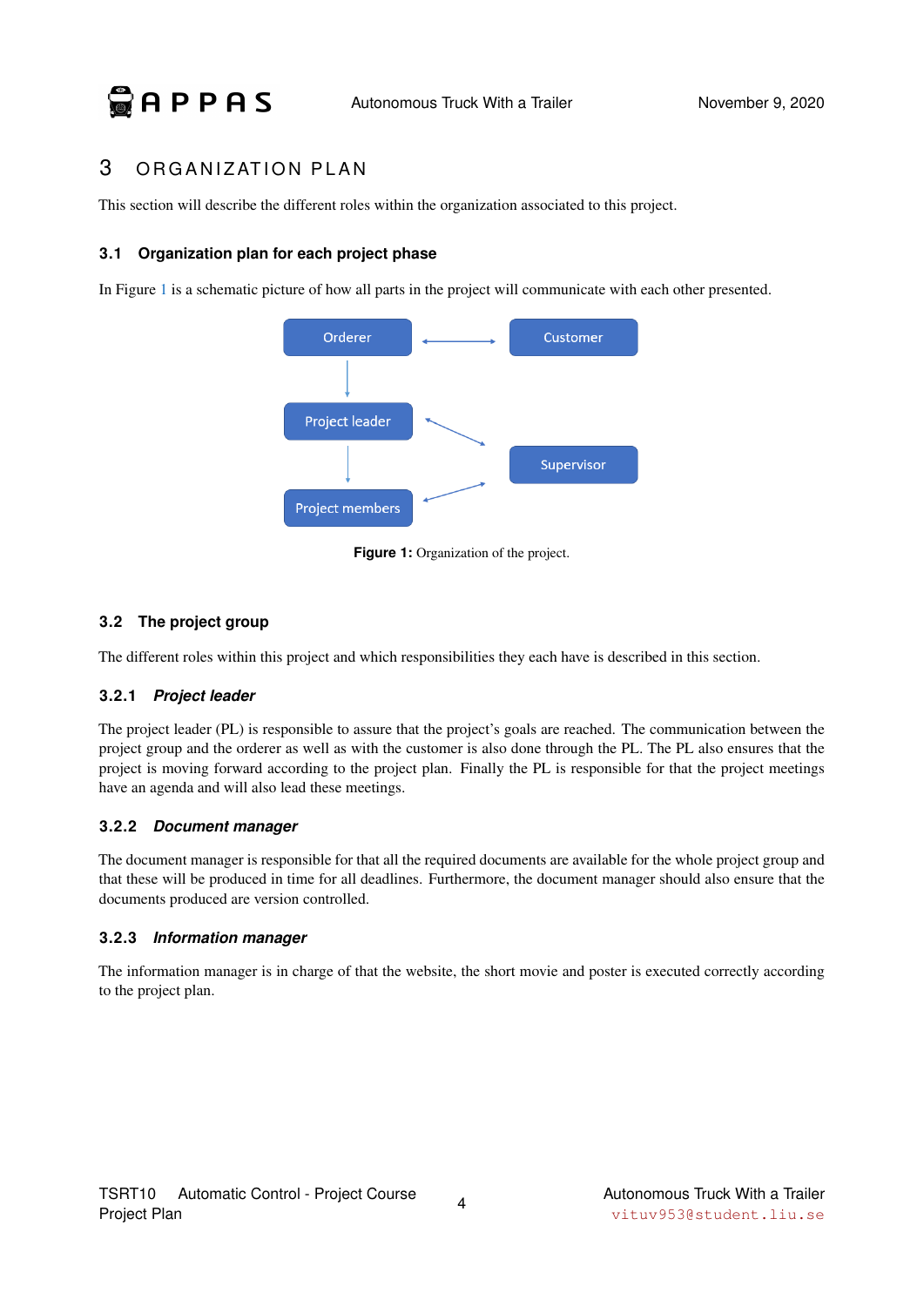# 3 ORGANIZATION PLAN

This section will describe the different roles within the organization associated to this project.

## 3.1 Organization plan for each project phase

In Figure 1 is a schematic picture of how all parts in the project will communicate with each other presented.

**Figure 1:** Organization of the project.

## 3.2 The project group

The different roles within this project and which responsibilities they each have is described in this section.

### 3.2.1 *Project leader*

The project leader (PL) is responsible to assure that the project's goals are reached. The communication between the project group and the orderer as well as with the customer is also done through the PL. The PL also ensures that the project is moving forward according to the project plan. Finally the PL is responsible for that the project meetings have an agenda and will also lead these meetings.

### 3.2.2 *Document manager*

The document manager is responsible for that all the required documents are available for the whole project group and that these will be produced in time for all deadlines. Furthermore, the document manager should also ensure that the documents produced are version controlled.

### 3.2.3 *Information manager*

The information manager is in charge of that the website, the short movie and poster is executed correctly according to the project plan.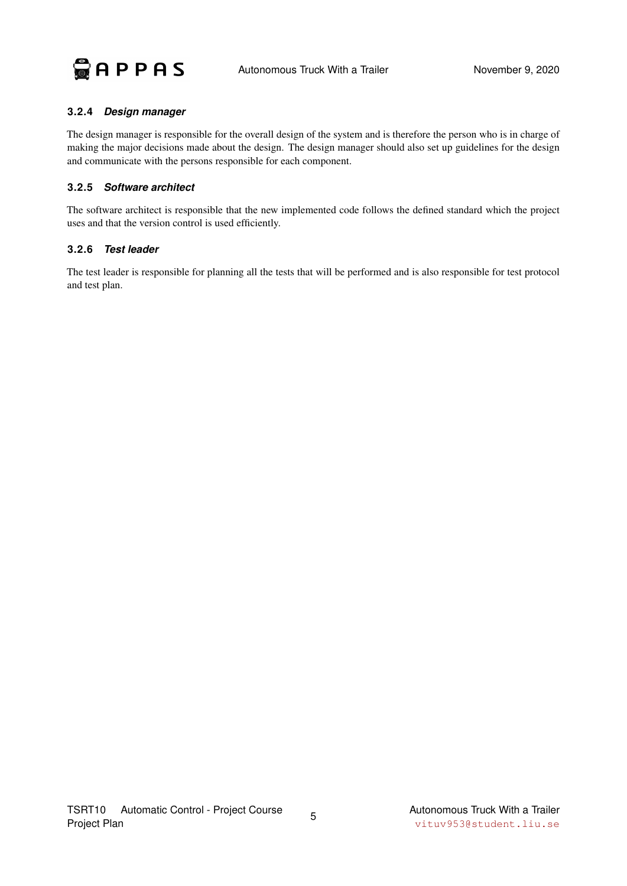### 3.2.4 *Design manager*

The design manager is responsible for the overall design of the system and is therefore the person who is in charge of making the major decisions made about the design. The design manager should also set up guidelines for the design and communicate with the persons responsible for each component.

### 3.2.5 *Software architect*

The software architect is responsible that the new implemented code follows the defined standard which the project uses and that the version control is used efficiently.

### 3.2.6 *Test leader*

The test leader is responsible for planning all the tests that will be performed and is also responsible for test protocol and test plan.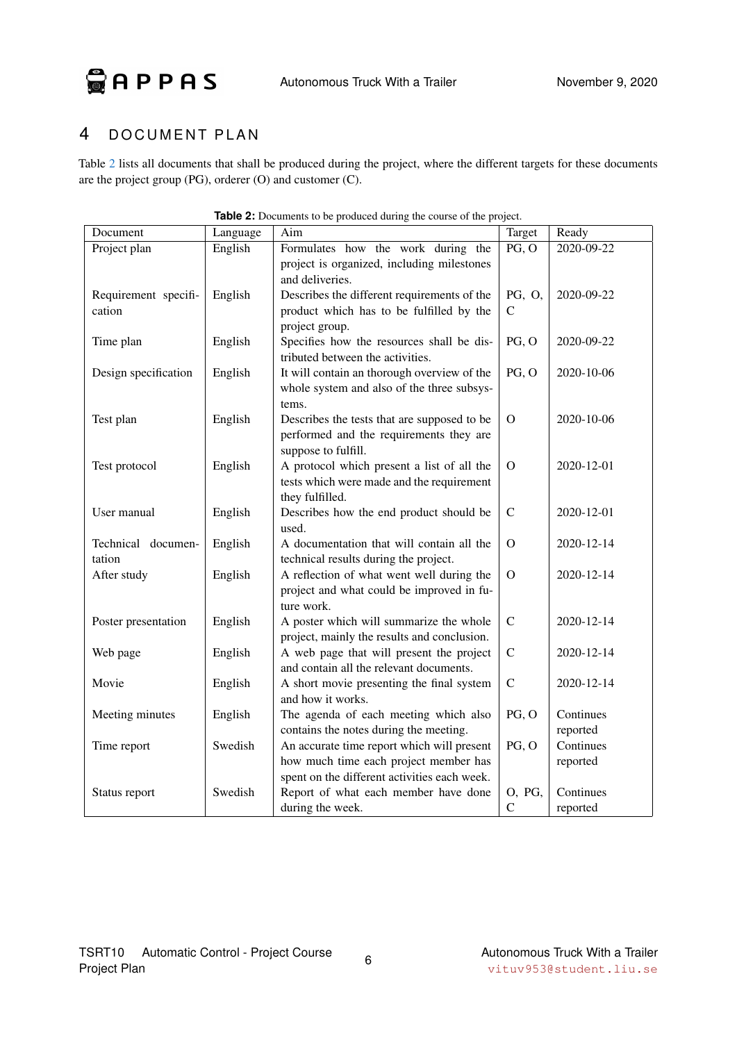# 4 DOCUMENT PLAN

Table 2 lists all documents that shall be produced during the project, where the different targets for these documents are the project group (PG), orderer (O) and customer (C).

**Table 2:** Documents to be produced during the course of the project.

| Document | Language | Aim | Target | Ready |
|---|---|---|---|---|
| Project plan | English | Formulates how the work during the project is organized, including milestones and deliveries. | PG, O | 2020-09-22 |
| Requirement specification | English | Describes the different requirements of the product which has to be fulfilled by the project group. | PG, O, C | 2020-09-22 |
| Time plan | English | Specifies how the resources shall be distributed between the activities. | PG, O | 2020-09-22 |
| Design specification | English | It will contain an thorough overview of the whole system and also of the three subsystems. | PG, O | 2020-10-06 |
| Test plan | English | Describes the tests that are supposed to be performed and the requirements they are suppose to fulfill. | O | 2020-10-06 |
| Test protocol | English | A protocol which present a list of all the tests which were made and the requirement they fulfilled. | O | 2020-12-01 |
| User manual | English | Describes how the end product should be used. | C | 2020-12-01 |
| Technical documentation | English | A documentation that will contain all the technical results during the project. | O | 2020-12-14 |
| After study | English | A reflection of what went well during the project and what could be improved in future work. | O | 2020-12-14 |
| Poster presentation | English | A poster which will summarize the whole project, mainly the results and conclusion. | C | 2020-12-14 |
| Web page | English | A web page that will present the project and contain all the relevant documents. | C | 2020-12-14 |
| Movie | English | A short movie presenting the final system and how it works. | C | 2020-12-14 |
| Meeting minutes | English | The agenda of each meeting which also contains the notes during the meeting. | PG, O | Continues reported |
| Time report | Swedish | An accurate time report which will present how much time each project member has spent on the different activities each week. | PG, O | Continues reported |
| Status report | Swedish | Report of what each member have done during the week. | O, PG, C | Continues reported |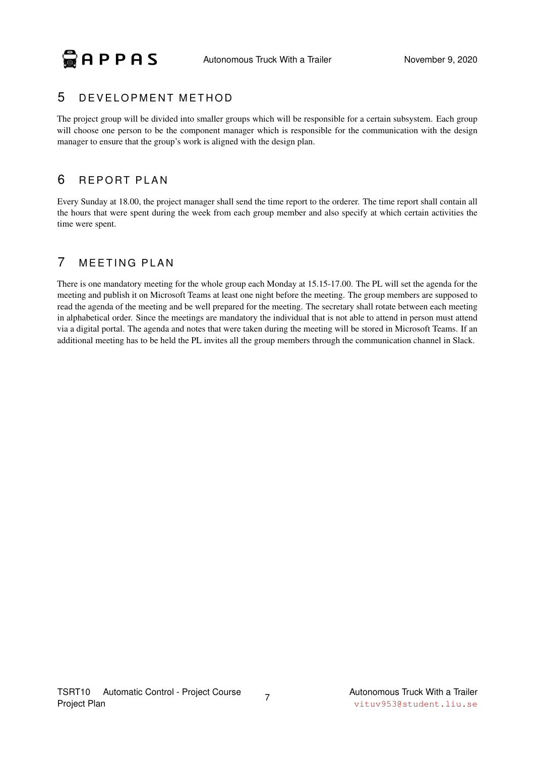# 5 DEVELOPMENT METHOD

The project group will be divided into smaller groups which will be responsible for a certain subsystem. Each group will choose one person to be the component manager which is responsible for the communication with the design manager to ensure that the group's work is aligned with the design plan.

# 6 REPORT PLAN

Every Sunday at 18.00, the project manager shall send the time report to the orderer. The time report shall contain all the hours that were spent during the week from each group member and also specify at which certain activities the time were spent.

# 7 MEETING PLAN

There is one mandatory meeting for the whole group each Monday at 15.15-17.00. The PL will set the agenda for the meeting and publish it on Microsoft Teams at least one night before the meeting. The group members are supposed to read the agenda of the meeting and be well prepared for the meeting. The secretary shall rotate between each meeting in alphabetical order. Since the meetings are mandatory the individual that is not able to attend in person must attend via a digital portal. The agenda and notes that were taken during the meeting will be stored in Microsoft Teams. If an additional meeting has to be held the PL invites all the group members through the communication channel in Slack.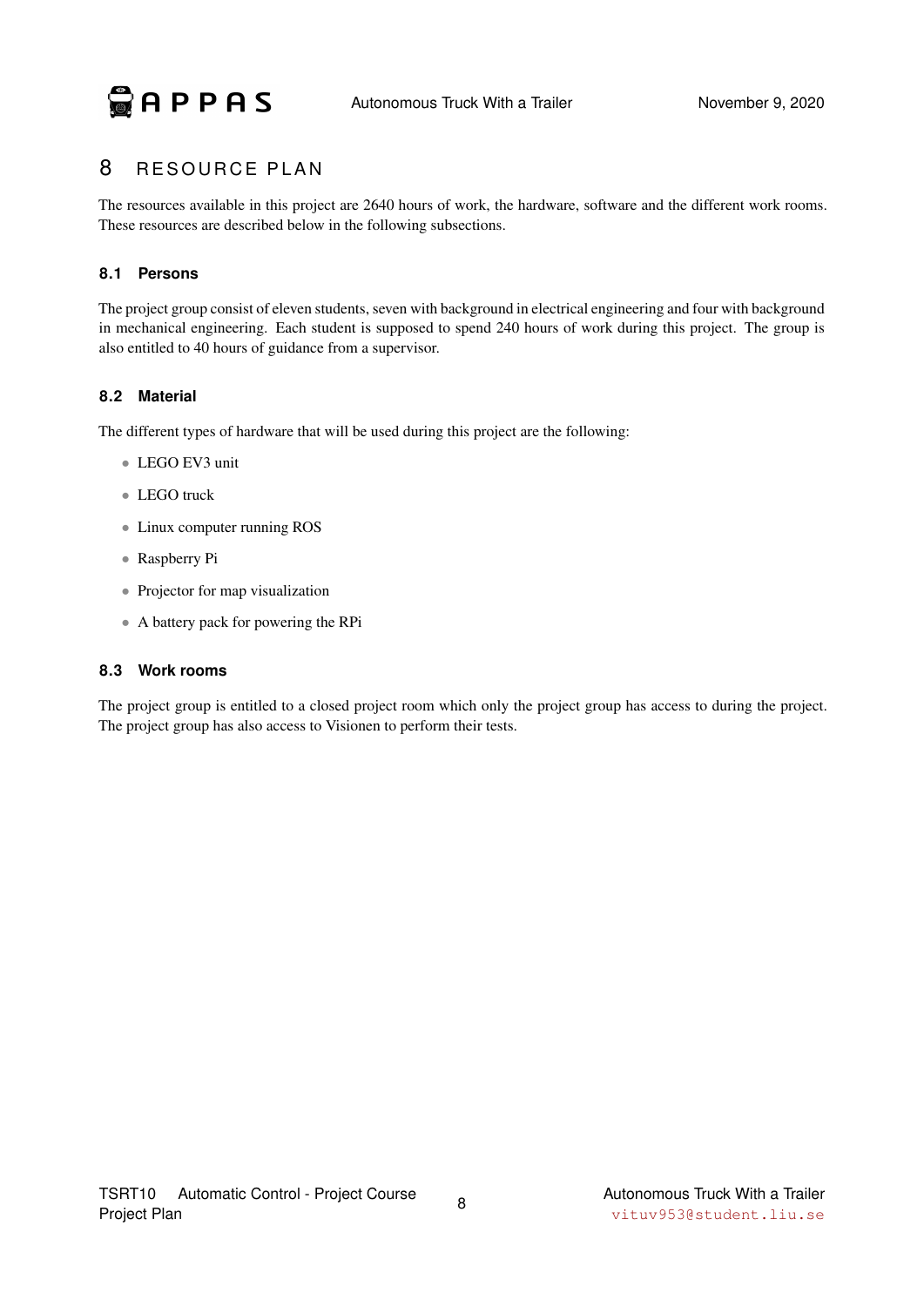# 8 RESOURCE PLAN

The resources available in this project are 2640 hours of work, the hardware, software and the different work rooms. These resources are described below in the following subsections.

## 8.1 Persons

The project group consist of eleven students, seven with background in electrical engineering and four with background in mechanical engineering. Each student is supposed to spend 240 hours of work during this project. The group is also entitled to 40 hours of guidance from a supervisor.

## 8.2 Material

The different types of hardware that will be used during this project are the following:

- LEGO EV3 unit
- LEGO truck
- Linux computer running ROS
- Raspberry Pi
- Projector for map visualization
- A battery pack for powering the RPi

## 8.3 Work rooms

The project group is entitled to a closed project room which only the project group has access to during the project. The project group has also access to Visionen to perform their tests.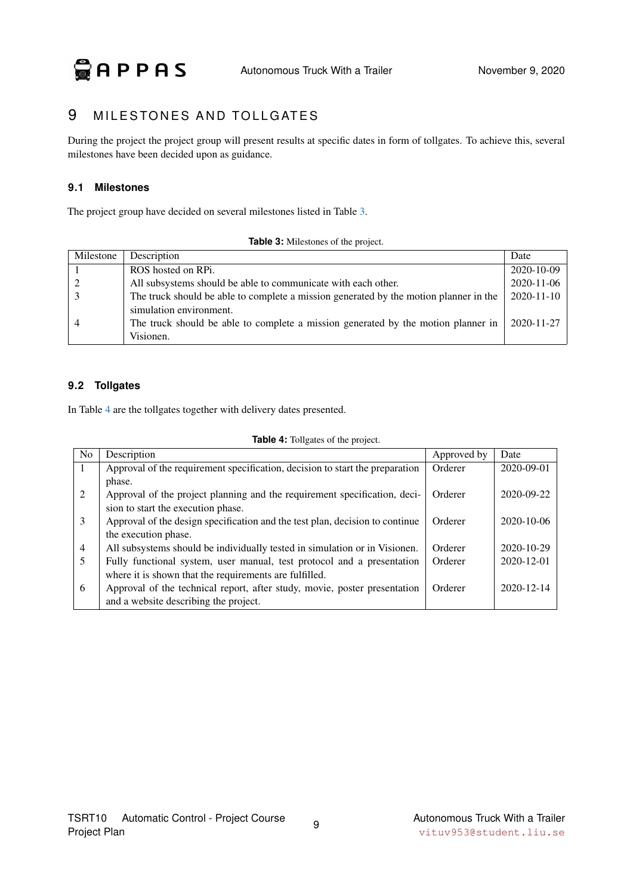# 9 MILESTONES AND TOLLGATES

During the project the project group will present results at specific dates in form of tollgates. To achieve this, several milestones have been decided upon as guidance.

## 9.1 Milestones

The project group have decided on several milestones listed in Table 3.

**Table 3:** Milestones of the project.

| Milestone | Description | Date |
|---|---|---|
| 1 | ROS hosted on RPi. | 2020-10-09 |
| 2 | All subsystems should be able to communicate with each other. | 2020-11-06 |
| 3 | The truck should be able to complete a mission generated by the motion planner in the simulation environment. | 2020-11-10 |
| 4 | The truck should be able to complete a mission generated by the motion planner in Visionen. | 2020-11-27 |

## 9.2 Tollgates

In Table 4 are the tollgates together with delivery dates presented.

**Table 4:** Tollgates of the project.

| No | Description | Approved by | Date |
|---|---|---|---|
| 1 | Approval of the requirement specification, decision to start the preparation phase. | Orderer | 2020-09-01 |
| 2 | Approval of the project planning and the requirement specification, decision to start the execution phase. | Orderer | 2020-09-22 |
| 3 | Approval of the design specification and the test plan, decision to continue the execution phase. | Orderer | 2020-10-06 |
| 4 | All subsystems should be individually tested in simulation or in Visionen. | Orderer | 2020-10-29 |
| 5 | Fully functional system, user manual, test protocol and a presentation where it is shown that the requirements are fulfilled. | Orderer | 2020-12-01 |
| 6 | Approval of the technical report, after study, movie, poster presentation and a website describing the project. | Orderer | 2020-12-14 |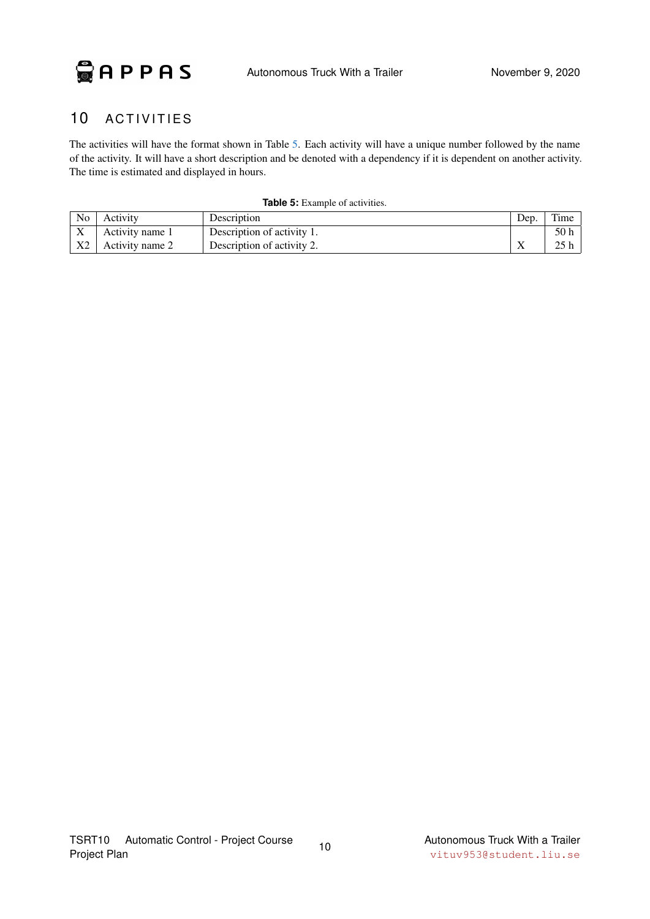# 10 ACTIVITIES

The activities will have the format shown in Table 5. Each activity will have a unique number followed by the name of the activity. It will have a short description and be denoted with a dependency if it is dependent on another activity. The time is estimated and displayed in hours.

**Table 5:** Example of activities.

| No | Activity | Description | Dep. | Time |
|---|---|---|---|---|
| X | Activity name 1 | Description of activity 1. | | 50 h |
| X2 | Activity name 2 | Description of activity 2. | X | 25 h |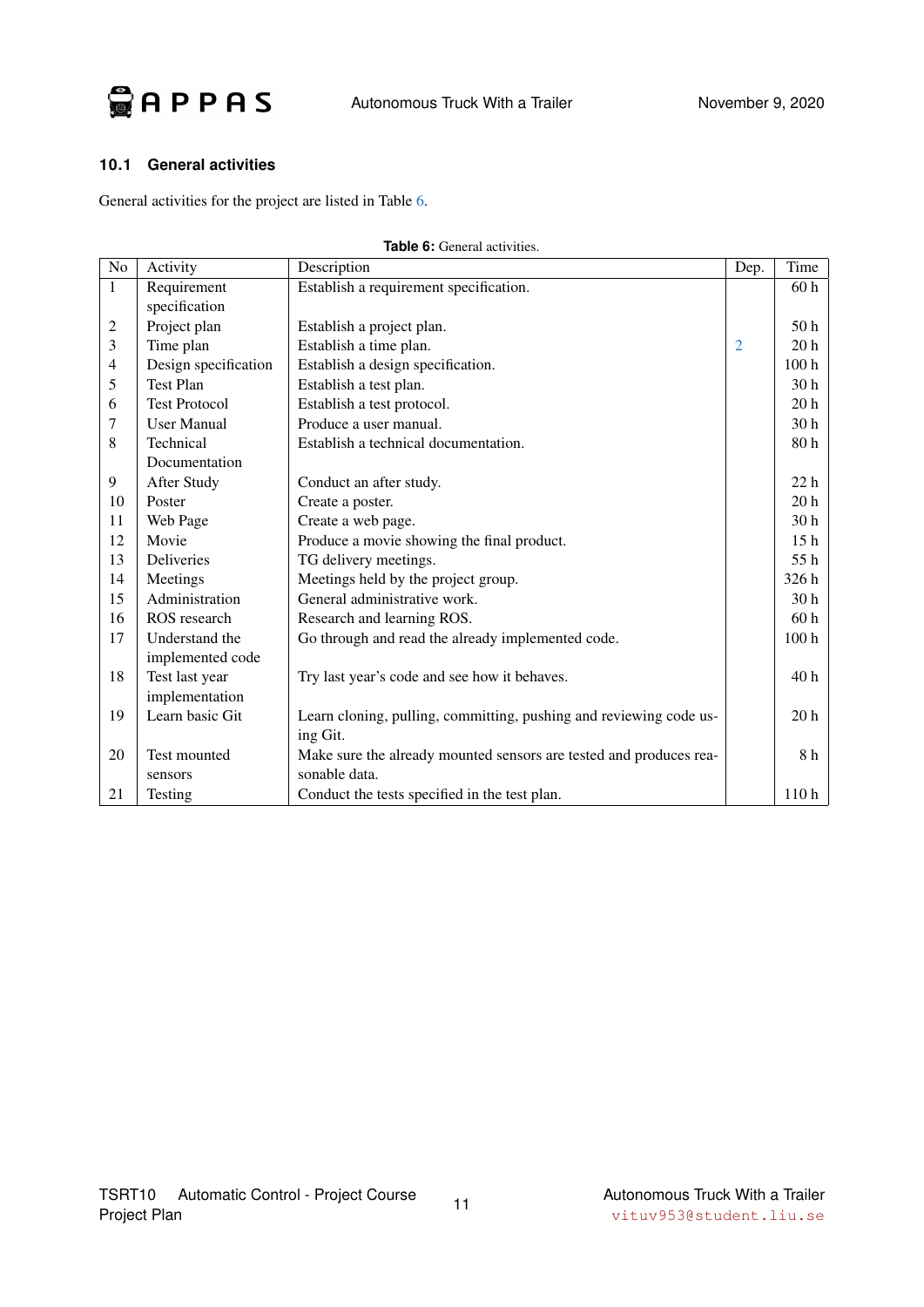### 10.1 General activities

General activities for the project are listed in Table 6.

**Table 6:** General activities.

| No | Activity | Description | Dep. | Time |
|---|---|---|---|---|
| 1 | Requirement specification | Establish a requirement specification. | | 60 h |
| 2 | Project plan | Establish a project plan. | | 50 h |
| 3 | Time plan | Establish a time plan. | 2 | 20 h |
| 4 | Design specification | Establish a design specification. | | 100 h |
| 5 | Test Plan | Establish a test plan. | | 30 h |
| 6 | Test Protocol | Establish a test protocol. | | 20 h |
| 7 | User Manual | Produce a user manual. | | 30 h |
| 8 | Technical Documentation | Establish a technical documentation. | | 80 h |
| 9 | After Study | Conduct an after study. | | 22 h |
| 10 | Poster | Create a poster. | | 20 h |
| 11 | Web Page | Create a web page. | | 30 h |
| 12 | Movie | Produce a movie showing the final product. | | 15 h |
| 13 | Deliveries | TG delivery meetings. | | 55 h |
| 14 | Meetings | Meetings held by the project group. | | 326 h |
| 15 | Administration | General administrative work. | | 30 h |
| 16 | ROS research | Research and learning ROS. | | 60 h |
| 17 | Understand the implemented code | Go through and read the already implemented code. | | 100 h |
| 18 | Test last year implementation | Try last year's code and see how it behaves. | | 40 h |
| 19 | Learn basic Git | Learn cloning, pulling, committing, pushing and reviewing code using Git. | | 20 h |
| 20 | Test mounted sensors | Make sure the already mounted sensors are tested and produces reasonable data. | | 8 h |
| 21 | Testing | Conduct the tests specified in the test plan. | | 110 h |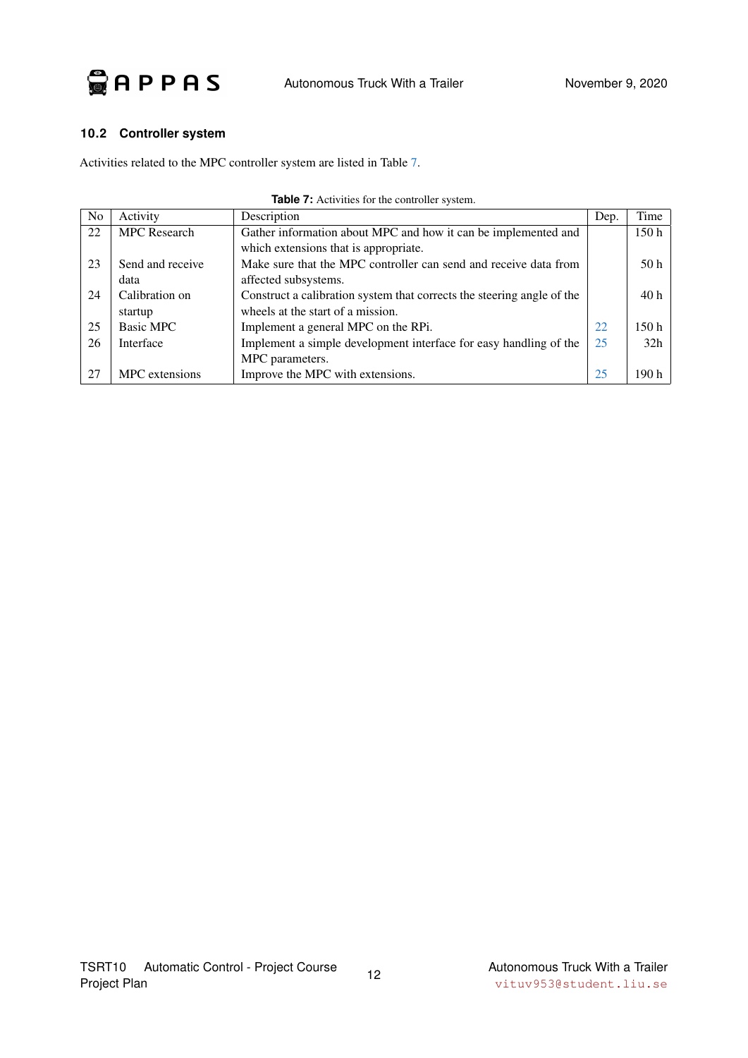### 10.2 Controller system

Activities related to the MPC controller system are listed in Table 7.

**Table 7:** Activities for the controller system.

| No | Activity | Description | Dep. | Time |
|---|---|---|---|---|
| 22 | MPC Research | Gather information about MPC and how it can be implemented and which extensions that is appropriate. | | 150 h |
| 23 | Send and receive data | Make sure that the MPC controller can send and receive data from affected subsystems. | | 50 h |
| 24 | Calibration on startup | Construct a calibration system that corrects the steering angle of the wheels at the start of a mission. | | 40 h |
| 25 | Basic MPC | Implement a general MPC on the RPi. | 22 | 150 h |
| 26 | Interface | Implement a simple development interface for easy handling of the MPC parameters. | 25 | 32h |
| 27 | MPC extensions | Improve the MPC with extensions. | 25 | 190 h |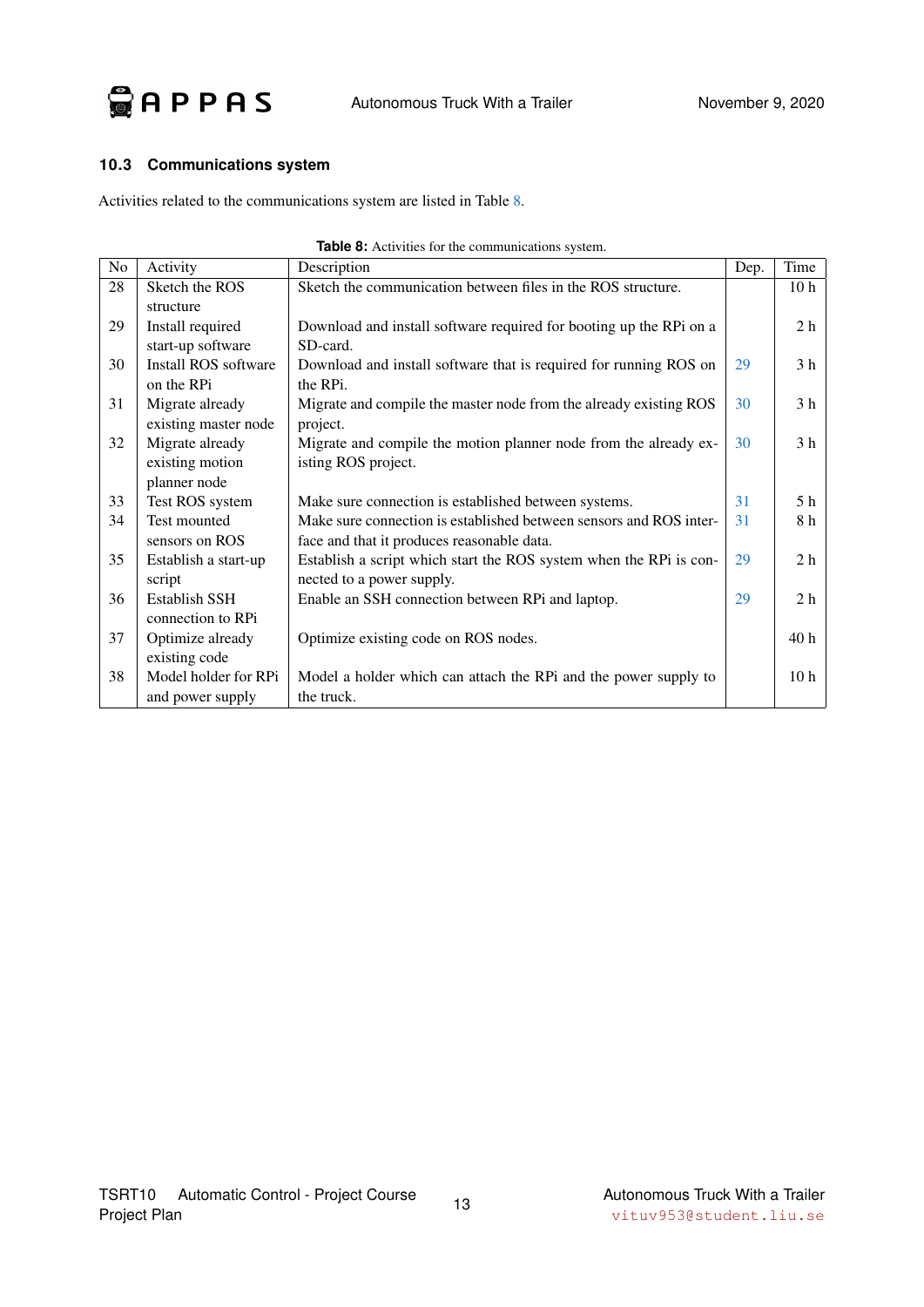### 10.3 Communications system

Activities related to the communications system are listed in Table 8.

**Table 8:** Activities for the communications system.

| No | Activity | Description | Dep. | Time |
|---|---|---|---|---|
| 28 | Sketch the ROS structure | Sketch the communication between files in the ROS structure. | | 10 h |
| 29 | Install required start-up software | Download and install software required for booting up the RPi on a SD-card. | | 2 h |
| 30 | Install ROS software on the RPi | Download and install software that is required for running ROS on the RPi. | 29 | 3 h |
| 31 | Migrate already existing master node | Migrate and compile the master node from the already existing ROS project. | 30 | 3 h |
| 32 | Migrate already existing motion planner node | Migrate and compile the motion planner node from the already existing ROS project. | 30 | 3 h |
| 33 | Test ROS system | Make sure connection is established between systems. | 31 | 5 h |
| 34 | Test mounted sensors on ROS | Make sure connection is established between sensors and ROS interface and that it produces reasonable data. | 31 | 8 h |
| 35 | Establish a start-up script | Establish a script which start the ROS system when the RPi is connected to a power supply. | 29 | 2 h |
| 36 | Establish SSH connection to RPi | Enable an SSH connection between RPi and laptop. | 29 | 2 h |
| 37 | Optimize already existing code | Optimize existing code on ROS nodes. | | 40 h |
| 38 | Model holder for RPi and power supply | Model a holder which can attach the RPi and the power supply to the truck. | | 10 h |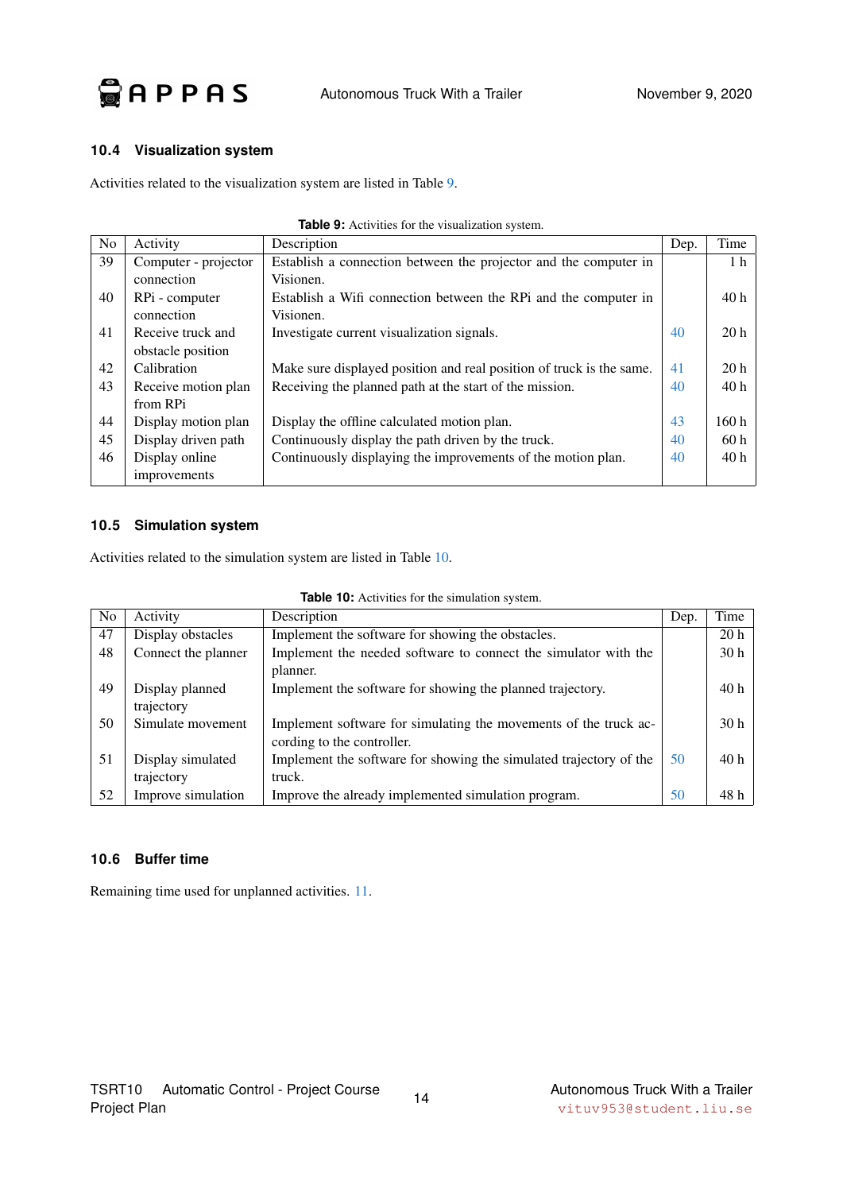### 10.4 Visualization system

Activities related to the visualization system are listed in Table 9.

**Table 9:** Activities for the visualization system.

| No | Activity | Description | Dep. | Time |
|---|---|---|---|---|
| 39 | Computer - projector connection | Establish a connection between the projector and the computer in Visionen. | | 1 h |
| 40 | RPi - computer connection | Establish a Wifi connection between the RPi and the computer in Visionen. | | 40 h |
| 41 | Receive truck and obstacle position | Investigate current visualization signals. | 40 | 20 h |
| 42 | Calibration | Make sure displayed position and real position of truck is the same. | 41 | 20 h |
| 43 | Receive motion plan from RPi | Receiving the planned path at the start of the mission. | 40 | 40 h |
| 44 | Display motion plan | Display the offline calculated motion plan. | 43 | 160 h |
| 45 | Display driven path | Continuously display the path driven by the truck. | 40 | 60 h |
| 46 | Display online improvements | Continuously displaying the improvements of the motion plan. | 40 | 40 h |

### 10.5 Simulation system

Activities related to the simulation system are listed in Table 10.

**Table 10:** Activities for the simulation system.

| No | Activity | Description | Dep. | Time |
|---|---|---|---|---|
| 47 | Display obstacles | Implement the software for showing the obstacles. | | 20 h |
| 48 | Connect the planner | Implement the needed software to connect the simulator with the planner. | | 30 h |
| 49 | Display planned trajectory | Implement the software for showing the planned trajectory. | | 40 h |
| 50 | Simulate movement | Implement software for simulating the movements of the truck according to the controller. | | 30 h |
| 51 | Display simulated trajectory | Implement the software for showing the simulated trajectory of the truck. | 50 | 40 h |
| 52 | Improve simulation | Improve the already implemented simulation program. | 50 | 48 h |

### 10.6 Buffer time

Remaining time used for unplanned activities. 11.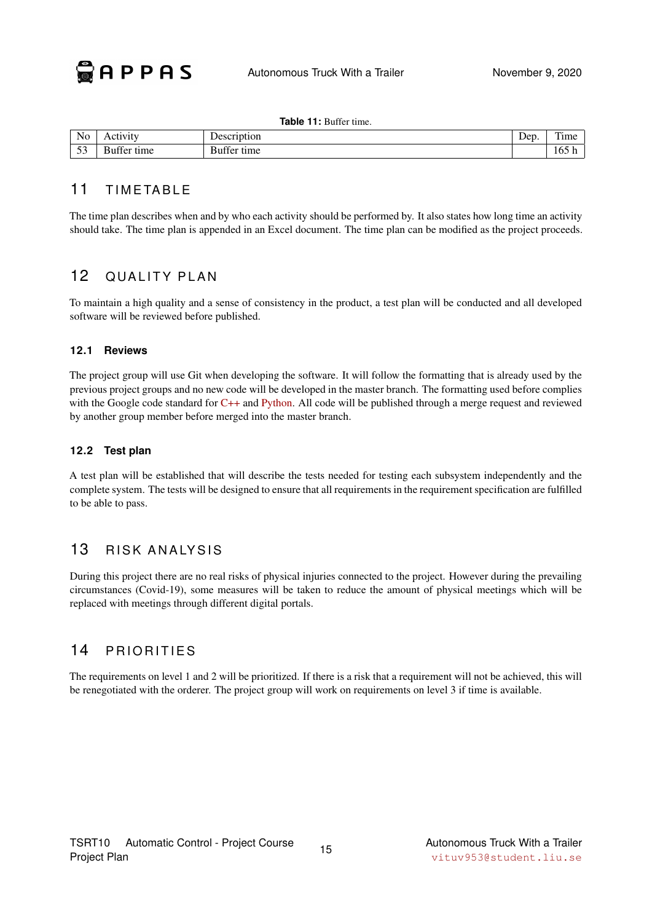**Table 11:** Buffer time.

| No | Activity | Description | Dep. | Time |
|---|---|---|---|---|
| 53 | Buffer time | Buffer time | | 165 h |

## 11 TIMETABLE

The time plan describes when and by who each activity should be performed by. It also states how long time an activity should take. The time plan is appended in an Excel document. The time plan can be modified as the project proceeds.

## 12 QUALITY PLAN

To maintain a high quality and a sense of consistency in the product, a test plan will be conducted and all developed software will be reviewed before published.

### 12.1 Reviews

The project group will use Git when developing the software. It will follow the formatting that is already used by the previous project groups and no new code will be developed in the master branch. The formatting used before complies with the Google code standard for C++ and Python. All code will be published through a merge request and reviewed by another group member before merged into the master branch.

### 12.2 Test plan

A test plan will be established that will describe the tests needed for testing each subsystem independently and the complete system. The tests will be designed to ensure that all requirements in the requirement specification are fulfilled to be able to pass.

## 13 RISK ANALYSIS

During this project there are no real risks of physical injuries connected to the project. However during the prevailing circumstances (Covid-19), some measures will be taken to reduce the amount of physical meetings which will be replaced with meetings through different digital portals.

## 14 PRIORITIES

The requirements on level 1 and 2 will be prioritized. If there is a risk that a requirement will not be achieved, this will be renegotiated with the orderer. The project group will work on requirements on level 3 if time is available.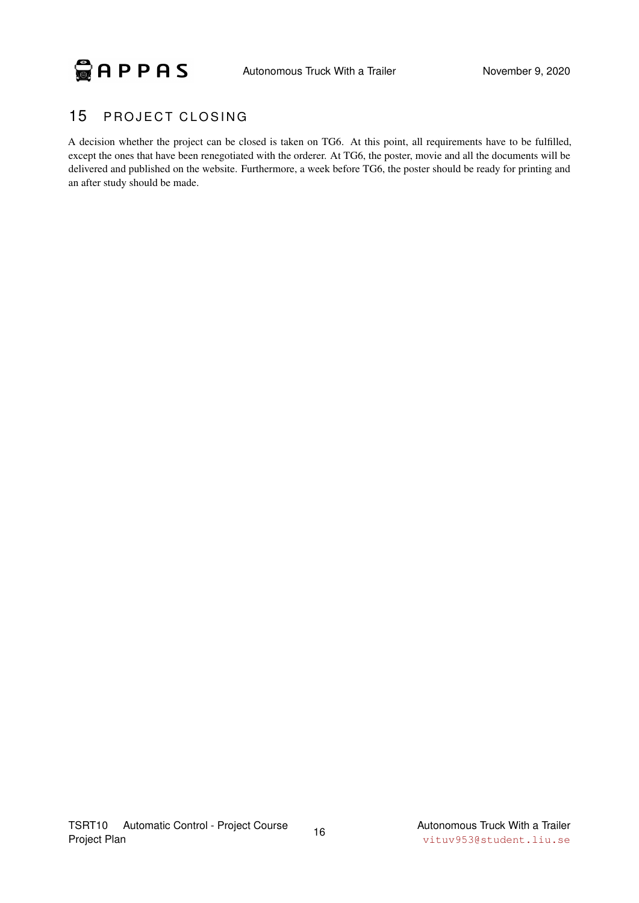# 15 PROJECT CLOSING

A decision whether the project can be closed is taken on TG6. At this point, all requirements have to be fulfilled, except the ones that have been renegotiated with the orderer. At TG6, the poster, movie and all the documents will be delivered and published on the website. Furthermore, a week before TG6, the poster should be ready for printing and an after study should be made.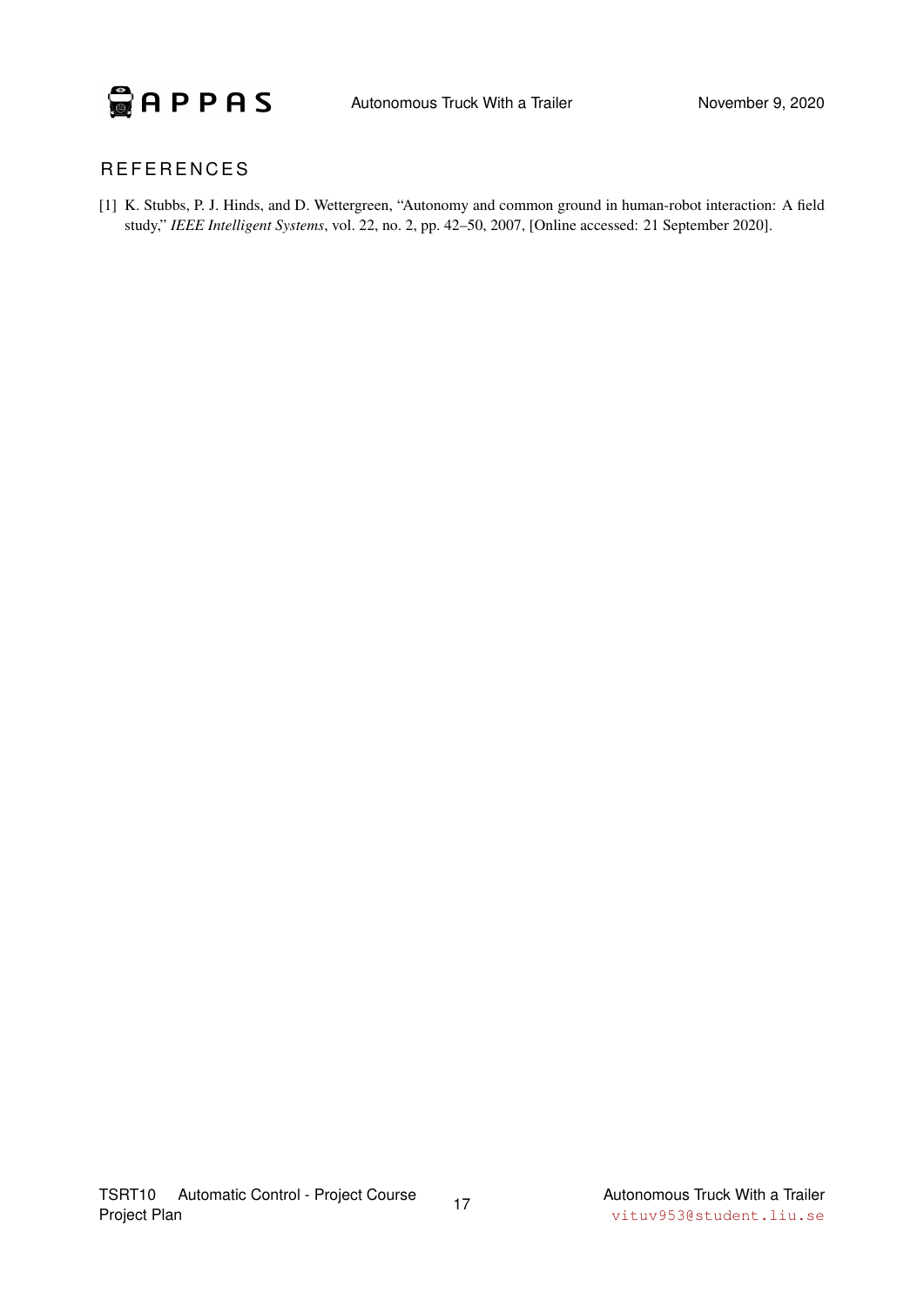# REFERENCES

[1] K. Stubbs, P. J. Hinds, and D. Wettergreen, "Autonomy and common ground in human-robot interaction: A field study," *IEEE Intelligent Systems*, vol. 22, no. 2, pp. 42–50, 2007, [Online accessed: 21 September 2020].